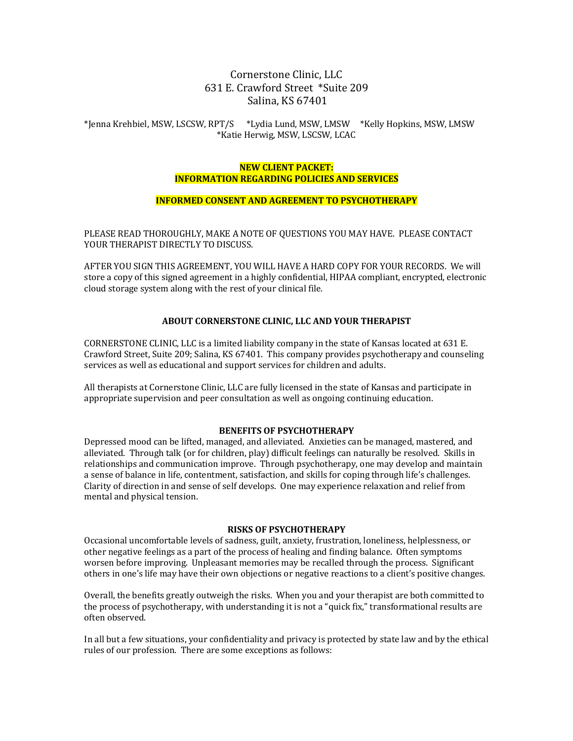Cornerstone Clinic, LLC
631 E. Crawford Street *Suite 209
Salina, KS 67401

*Jenna Krehbiel, MSW, LSCSW, RPT/S *Lydia Lund, MSW, LMSW *Kelly Hopkins, MSW, LMSW
*Katie Herwig, MSW, LSCSW, LCAC

## NEW CLIENT PACKET: INFORMATION REGARDING POLICIES AND SERVICES

## INFORMED CONSENT AND AGREEMENT TO PSYCHOTHERAPY

PLEASE READ THOROUGHLY, MAKE A NOTE OF QUESTIONS YOU MAY HAVE. PLEASE CONTACT YOUR THERAPIST DIRECTLY TO DISCUSS.

AFTER YOU SIGN THIS AGREEMENT, YOU WILL HAVE A HARD COPY FOR YOUR RECORDS. We will store a copy of this signed agreement in a highly confidential, HIPAA compliant, encrypted, electronic cloud storage system along with the rest of your clinical file.

### ABOUT CORNERSTONE CLINIC, LLC AND YOUR THERAPIST

CORNERSTONE CLINIC, LLC is a limited liability company in the state of Kansas located at 631 E. Crawford Street, Suite 209; Salina, KS 67401. This company provides psychotherapy and counseling services as well as educational and support services for children and adults.

All therapists at Cornerstone Clinic, LLC are fully licensed in the state of Kansas and participate in appropriate supervision and peer consultation as well as ongoing continuing education.

### BENEFITS OF PSYCHOTHERAPY

Depressed mood can be lifted, managed, and alleviated. Anxieties can be managed, mastered, and alleviated. Through talk (or for children, play) difficult feelings can naturally be resolved. Skills in relationships and communication improve. Through psychotherapy, one may develop and maintain a sense of balance in life, contentment, satisfaction, and skills for coping through life's challenges. Clarity of direction in and sense of self develops. One may experience relaxation and relief from mental and physical tension.

### RISKS OF PSYCHOTHERAPY

Occasional uncomfortable levels of sadness, guilt, anxiety, frustration, loneliness, helplessness, or other negative feelings as a part of the process of healing and finding balance. Often symptoms worsen before improving. Unpleasant memories may be recalled through the process. Significant others in one's life may have their own objections or negative reactions to a client's positive changes.

Overall, the benefits greatly outweigh the risks. When you and your therapist are both committed to the process of psychotherapy, with understanding it is not a "quick fix," transformational results are often observed.

In all but a few situations, your confidentiality and privacy is protected by state law and by the ethical rules of our profession. There are some exceptions as follows: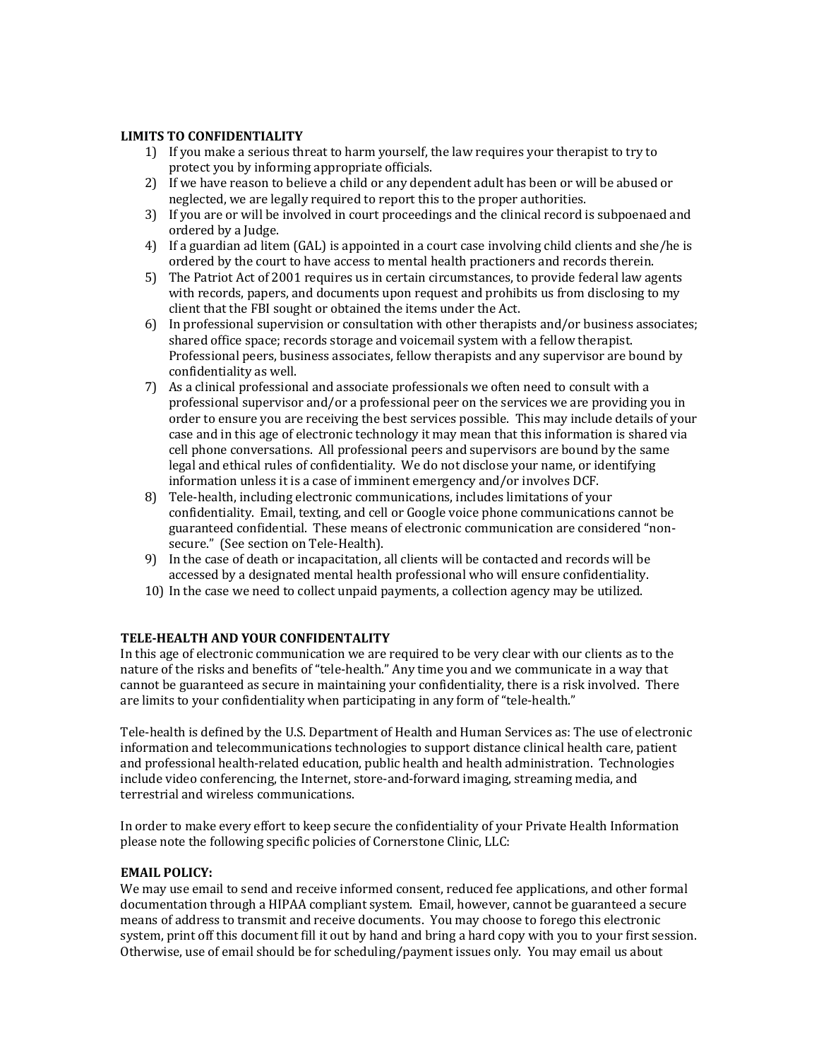**LIMITS TO CONFIDENTIALITY**

1) If you make a serious threat to harm yourself, the law requires your therapist to try to protect you by informing appropriate officials.
2) If we have reason to believe a child or any dependent adult has been or will be abused or neglected, we are legally required to report this to the proper authorities.
3) If you are or will be involved in court proceedings and the clinical record is subpoenaed and ordered by a Judge.
4) If a guardian ad litem (GAL) is appointed in a court case involving child clients and she/he is ordered by the court to have access to mental health practioners and records therein.
5) The Patriot Act of 2001 requires us in certain circumstances, to provide federal law agents with records, papers, and documents upon request and prohibits us from disclosing to my client that the FBI sought or obtained the items under the Act.
6) In professional supervision or consultation with other therapists and/or business associates; shared office space; records storage and voicemail system with a fellow therapist. Professional peers, business associates, fellow therapists and any supervisor are bound by confidentiality as well.
7) As a clinical professional and associate professionals we often need to consult with a professional supervisor and/or a professional peer on the services we are providing you in order to ensure you are receiving the best services possible. This may include details of your case and in this age of electronic technology it may mean that this information is shared via cell phone conversations. All professional peers and supervisors are bound by the same legal and ethical rules of confidentiality. We do not disclose your name, or identifying information unless it is a case of imminent emergency and/or involves DCF.
8) Tele-health, including electronic communications, includes limitations of your confidentiality. Email, texting, and cell or Google voice phone communications cannot be guaranteed confidential. These means of electronic communication are considered "non-secure." (See section on Tele-Health).
9) In the case of death or incapacitation, all clients will be contacted and records will be accessed by a designated mental health professional who will ensure confidentiality.
10) In the case we need to collect unpaid payments, a collection agency may be utilized.

**TELE-HEALTH AND YOUR CONFIDENTALITY**

In this age of electronic communication we are required to be very clear with our clients as to the nature of the risks and benefits of "tele-health." Any time you and we communicate in a way that cannot be guaranteed as secure in maintaining your confidentiality, there is a risk involved. There are limits to your confidentiality when participating in any form of "tele-health."

Tele-health is defined by the U.S. Department of Health and Human Services as: The use of electronic information and telecommunications technologies to support distance clinical health care, patient and professional health-related education, public health and health administration. Technologies include video conferencing, the Internet, store-and-forward imaging, streaming media, and terrestrial and wireless communications.

In order to make every effort to keep secure the confidentiality of your Private Health Information please note the following specific policies of Cornerstone Clinic, LLC:

**EMAIL POLICY:**

We may use email to send and receive informed consent, reduced fee applications, and other formal documentation through a HIPAA compliant system. Email, however, cannot be guaranteed a secure means of address to transmit and receive documents. You may choose to forego this electronic system, print off this document fill it out by hand and bring a hard copy with you to your first session. Otherwise, use of email should be for scheduling/payment issues only. You may email us about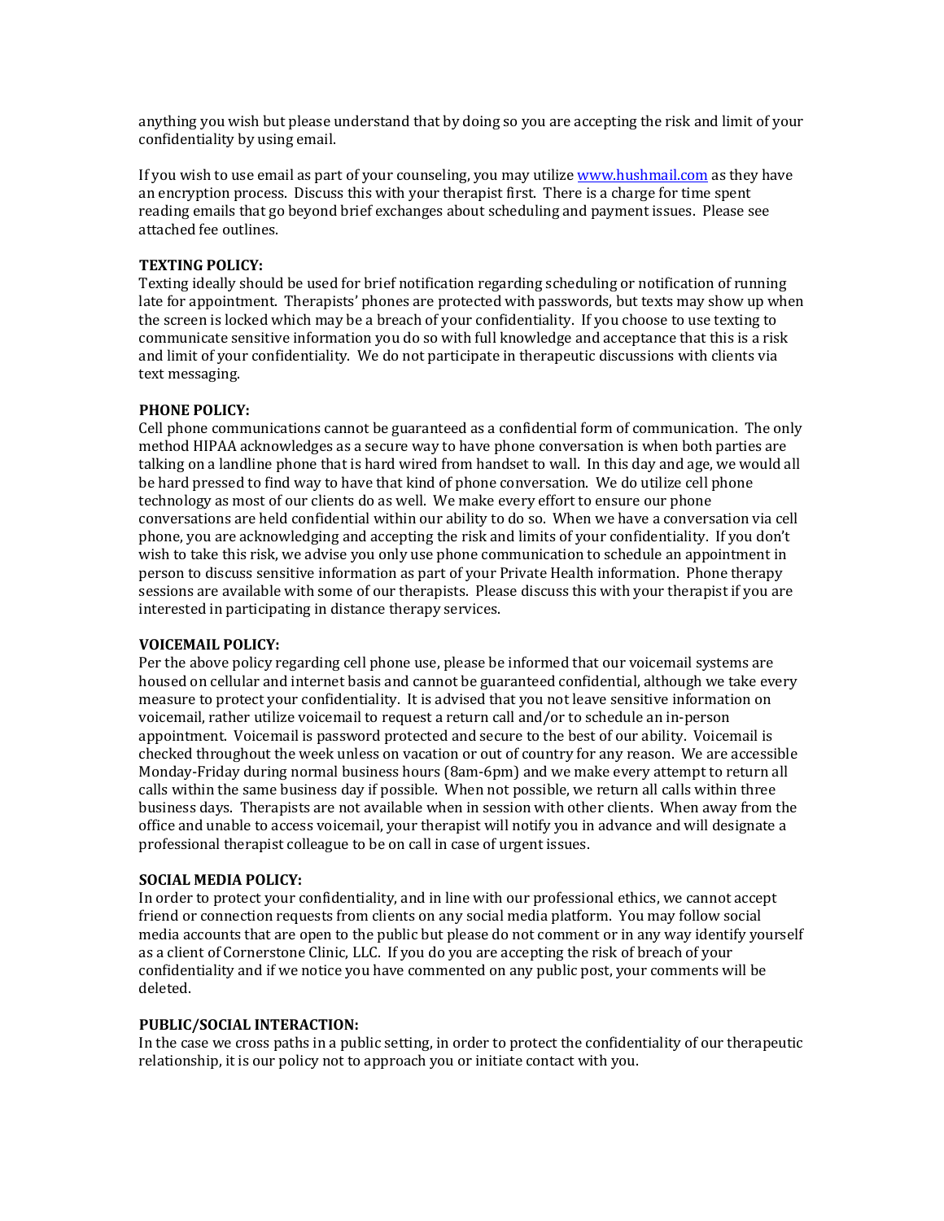anything you wish but please understand that by doing so you are accepting the risk and limit of your confidentiality by using email.

If you wish to use email as part of your counseling, you may utilize [www.hushmail.com](http://www.hushmail.com) as they have an encryption process. Discuss this with your therapist first. There is a charge for time spent reading emails that go beyond brief exchanges about scheduling and payment issues. Please see attached fee outlines.

**TEXTING POLICY:**

Texting ideally should be used for brief notification regarding scheduling or notification of running late for appointment. Therapists' phones are protected with passwords, but texts may show up when the screen is locked which may be a breach of your confidentiality. If you choose to use texting to communicate sensitive information you do so with full knowledge and acceptance that this is a risk and limit of your confidentiality. We do not participate in therapeutic discussions with clients via text messaging.

**PHONE POLICY:**

Cell phone communications cannot be guaranteed as a confidential form of communication. The only method HIPAA acknowledges as a secure way to have phone conversation is when both parties are talking on a landline phone that is hard wired from handset to wall. In this day and age, we would all be hard pressed to find way to have that kind of phone conversation. We do utilize cell phone technology as most of our clients do as well. We make every effort to ensure our phone conversations are held confidential within our ability to do so. When we have a conversation via cell phone, you are acknowledging and accepting the risk and limits of your confidentiality. If you don't wish to take this risk, we advise you only use phone communication to schedule an appointment in person to discuss sensitive information as part of your Private Health information. Phone therapy sessions are available with some of our therapists. Please discuss this with your therapist if you are interested in participating in distance therapy services.

**VOICEMAIL POLICY:**

Per the above policy regarding cell phone use, please be informed that our voicemail systems are housed on cellular and internet basis and cannot be guaranteed confidential, although we take every measure to protect your confidentiality. It is advised that you not leave sensitive information on voicemail, rather utilize voicemail to request a return call and/or to schedule an in-person appointment. Voicemail is password protected and secure to the best of our ability. Voicemail is checked throughout the week unless on vacation or out of country for any reason. We are accessible Monday-Friday during normal business hours (8am-6pm) and we make every attempt to return all calls within the same business day if possible. When not possible, we return all calls within three business days. Therapists are not available when in session with other clients. When away from the office and unable to access voicemail, your therapist will notify you in advance and will designate a professional therapist colleague to be on call in case of urgent issues.

**SOCIAL MEDIA POLICY:**

In order to protect your confidentiality, and in line with our professional ethics, we cannot accept friend or connection requests from clients on any social media platform. You may follow social media accounts that are open to the public but please do not comment or in any way identify yourself as a client of Cornerstone Clinic, LLC. If you do you are accepting the risk of breach of your confidentiality and if we notice you have commented on any public post, your comments will be deleted.

**PUBLIC/SOCIAL INTERACTION:**

In the case we cross paths in a public setting, in order to protect the confidentiality of our therapeutic relationship, it is our policy not to approach you or initiate contact with you.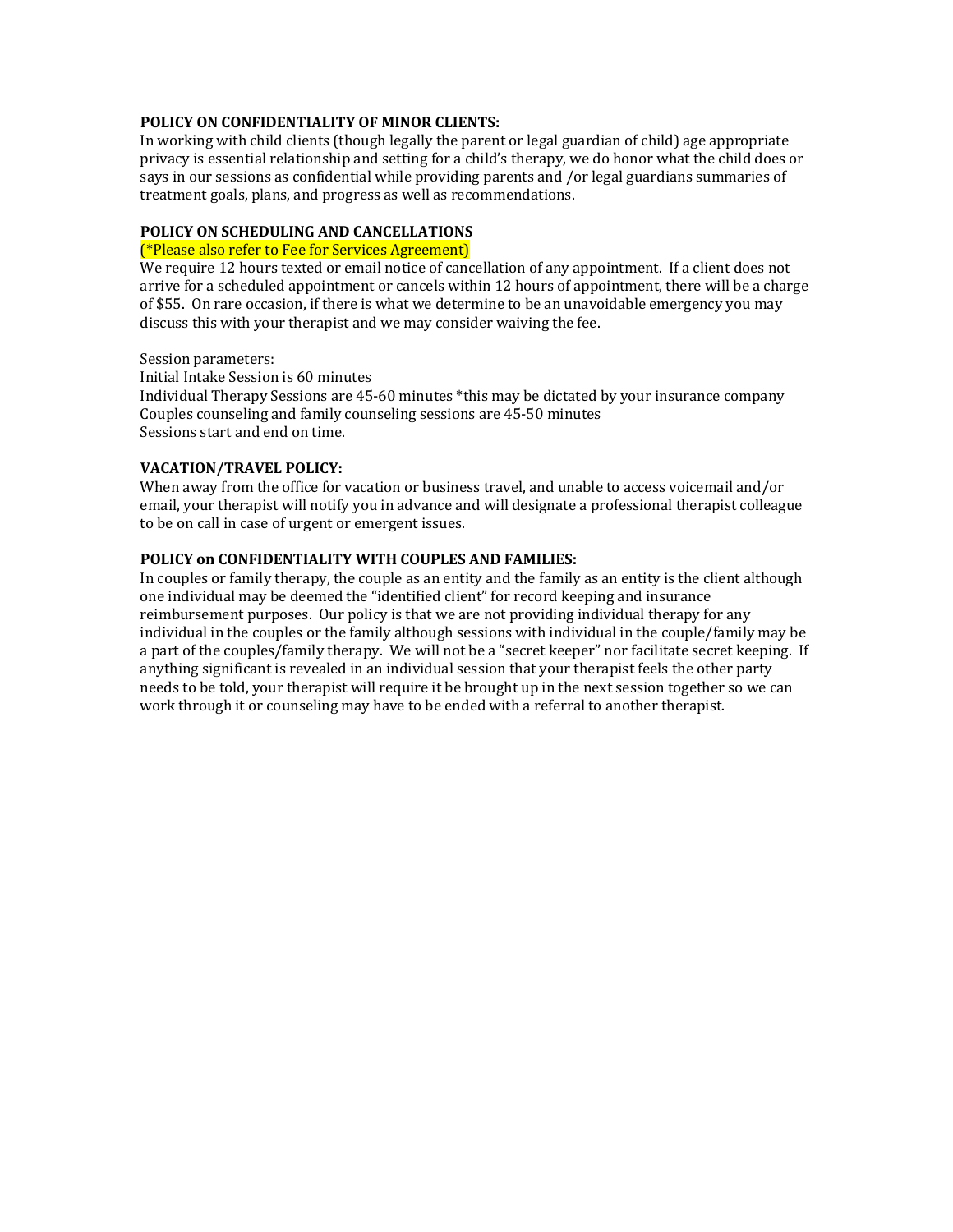**POLICY ON CONFIDENTIALITY OF MINOR CLIENTS:**

In working with child clients (though legally the parent or legal guardian of child) age appropriate privacy is essential relationship and setting for a child's therapy, we do honor what the child does or says in our sessions as confidential while providing parents and /or legal guardians summaries of treatment goals, plans, and progress as well as recommendations.

**POLICY ON SCHEDULING AND CANCELLATIONS**

(*Please also refer to Fee for Services Agreement)

We require 12 hours texted or email notice of cancellation of any appointment. If a client does not arrive for a scheduled appointment or cancels within 12 hours of appointment, there will be a charge of $55. On rare occasion, if there is what we determine to be an unavoidable emergency you may discuss this with your therapist and we may consider waiving the fee.

Session parameters:

Initial Intake Session is 60 minutes

Individual Therapy Sessions are 45-60 minutes *this may be dictated by your insurance company

Couples counseling and family counseling sessions are 45-50 minutes

Sessions start and end on time.

**VACATION/TRAVEL POLICY:**

When away from the office for vacation or business travel, and unable to access voicemail and/or email, your therapist will notify you in advance and will designate a professional therapist colleague to be on call in case of urgent or emergent issues.

**POLICY on CONFIDENTIALITY WITH COUPLES AND FAMILIES:**

In couples or family therapy, the couple as an entity and the family as an entity is the client although one individual may be deemed the "identified client" for record keeping and insurance reimbursement purposes. Our policy is that we are not providing individual therapy for any individual in the couples or the family although sessions with individual in the couple/family may be a part of the couples/family therapy. We will not be a "secret keeper" nor facilitate secret keeping. If anything significant is revealed in an individual session that your therapist feels the other party needs to be told, your therapist will require it be brought up in the next session together so we can work through it or counseling may have to be ended with a referral to another therapist.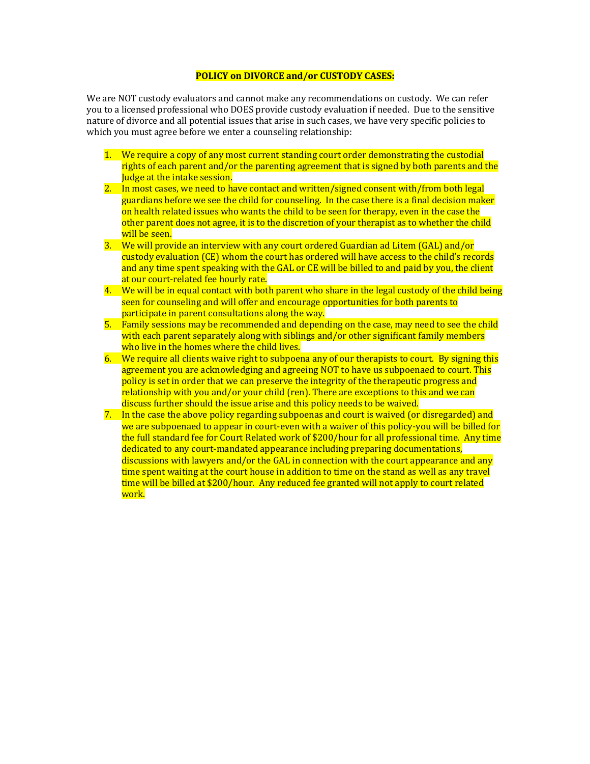**POLICY on DIVORCE and/or CUSTODY CASES:**

We are NOT custody evaluators and cannot make any recommendations on custody. We can refer you to a licensed professional who DOES provide custody evaluation if needed. Due to the sensitive nature of divorce and all potential issues that arise in such cases, we have very specific policies to which you must agree before we enter a counseling relationship:

1. We require a copy of any most current standing court order demonstrating the custodial rights of each parent and/or the parenting agreement that is signed by both parents and the Judge at the intake session.
2. In most cases, we need to have contact and written/signed consent with/from both legal guardians before we see the child for counseling. In the case there is a final decision maker on health related issues who wants the child to be seen for therapy, even in the case the other parent does not agree, it is to the discretion of your therapist as to whether the child will be seen.
3. We will provide an interview with any court ordered Guardian ad Litem (GAL) and/or custody evaluation (CE) whom the court has ordered will have access to the child's records and any time spent speaking with the GAL or CE will be billed to and paid by you, the client at our court-related fee hourly rate.
4. We will be in equal contact with both parent who share in the legal custody of the child being seen for counseling and will offer and encourage opportunities for both parents to participate in parent consultations along the way.
5. Family sessions may be recommended and depending on the case, may need to see the child with each parent separately along with siblings and/or other significant family members who live in the homes where the child lives.
6. We require all clients waive right to subpoena any of our therapists to court. By signing this agreement you are acknowledging and agreeing NOT to have us subpoenaed to court. This policy is set in order that we can preserve the integrity of the therapeutic progress and relationship with you and/or your child (ren). There are exceptions to this and we can discuss further should the issue arise and this policy needs to be waived.
7. In the case the above policy regarding subpoenas and court is waived (or disregarded) and we are subpoenaed to appear in court-even with a waiver of this policy-you will be billed for the full standard fee for Court Related work of $200/hour for all professional time. Any time dedicated to any court-mandated appearance including preparing documentations, discussions with lawyers and/or the GAL in connection with the court appearance and any time spent waiting at the court house in addition to time on the stand as well as any travel time will be billed at $200/hour. Any reduced fee granted will not apply to court related work.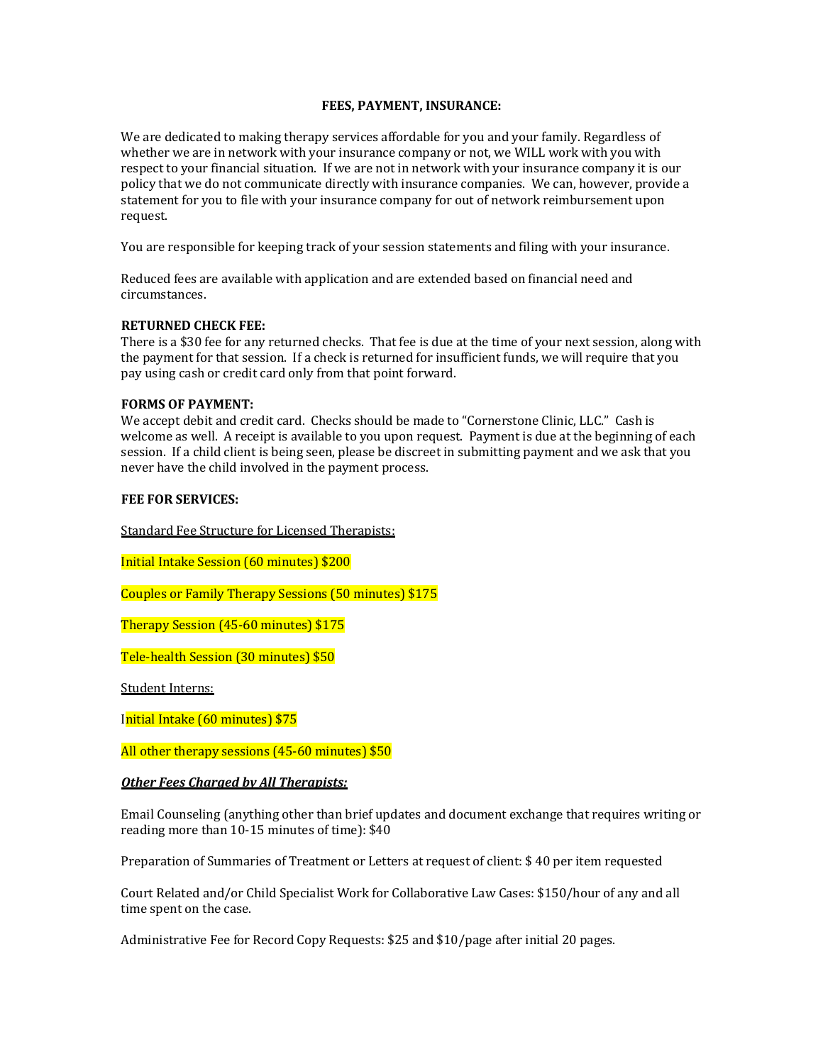## FEES, PAYMENT, INSURANCE:

We are dedicated to making therapy services affordable for you and your family. Regardless of whether we are in network with your insurance company or not, we WILL work with you with respect to your financial situation. If we are not in network with your insurance company it is our policy that we do not communicate directly with insurance companies. We can, however, provide a statement for you to file with your insurance company for out of network reimbursement upon request.

You are responsible for keeping track of your session statements and filing with your insurance.

Reduced fees are available with application and are extended based on financial need and circumstances.

**RETURNED CHECK FEE:**
There is a $30 fee for any returned checks. That fee is due at the time of your next session, along with the payment for that session. If a check is returned for insufficient funds, we will require that you pay using cash or credit card only from that point forward.

**FORMS OF PAYMENT:**
We accept debit and credit card. Checks should be made to "Cornerstone Clinic, LLC." Cash is welcome as well. A receipt is available to you upon request. Payment is due at the beginning of each session. If a child client is being seen, please be discreet in submitting payment and we ask that you never have the child involved in the payment process.

**FEE FOR SERVICES:**

Standard Fee Structure for Licensed Therapists:

Initial Intake Session (60 minutes) $200

Couples or Family Therapy Sessions (50 minutes) $175

Therapy Session (45-60 minutes) $175

Tele-health Session (30 minutes) $50

Student Interns:

Initial Intake (60 minutes) $75

All other therapy sessions (45-60 minutes) $50

***Other Fees Charged by All Therapists:***

Email Counseling (anything other than brief updates and document exchange that requires writing or reading more than 10-15 minutes of time): $40

Preparation of Summaries of Treatment or Letters at request of client: $ 40 per item requested

Court Related and/or Child Specialist Work for Collaborative Law Cases: $150/hour of any and all time spent on the case.

Administrative Fee for Record Copy Requests: $25 and $10/page after initial 20 pages.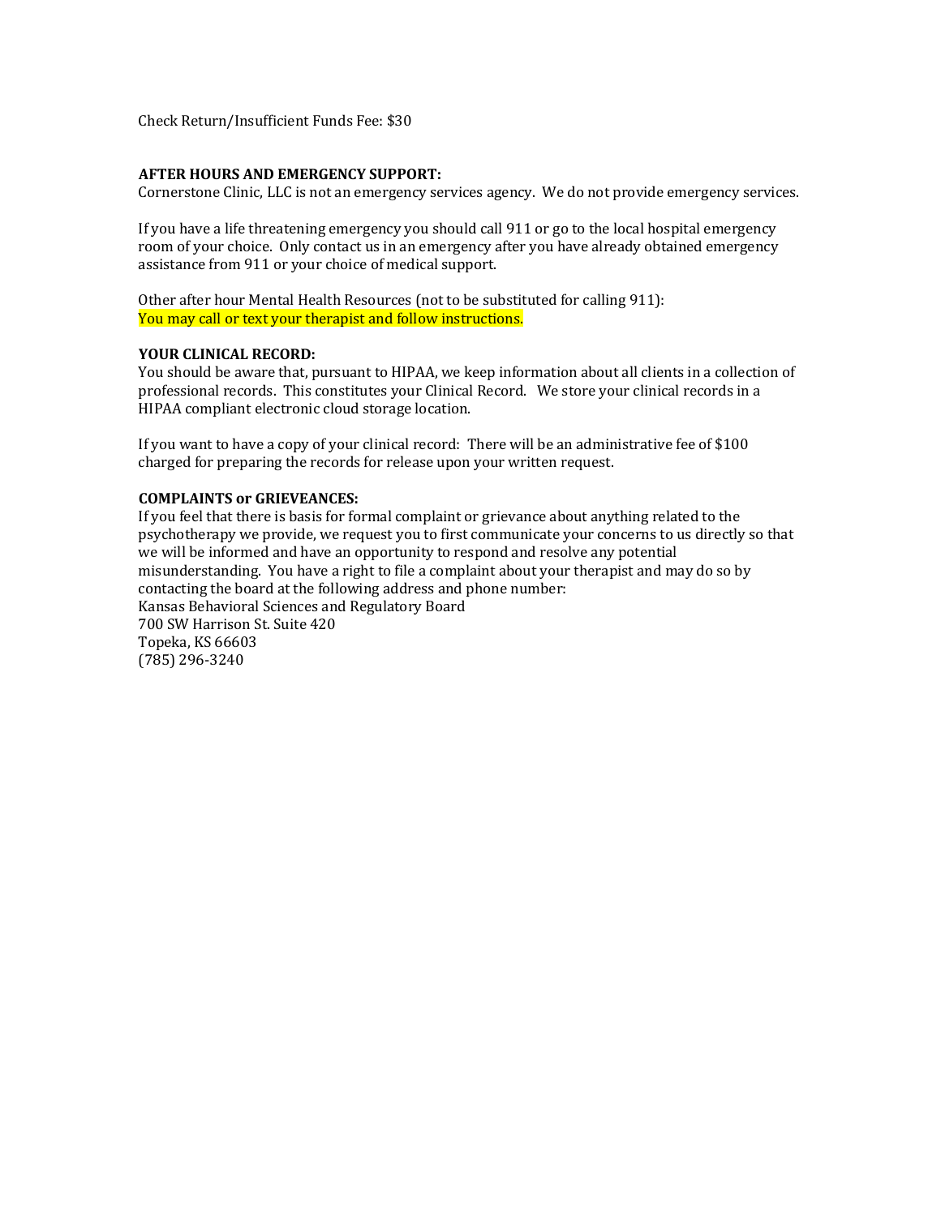Check Return/Insufficient Funds Fee: $30

**AFTER HOURS AND EMERGENCY SUPPORT:**
Cornerstone Clinic, LLC is not an emergency services agency. We do not provide emergency services.

If you have a life threatening emergency you should call 911 or go to the local hospital emergency room of your choice. Only contact us in an emergency after you have already obtained emergency assistance from 911 or your choice of medical support.

Other after hour Mental Health Resources (not to be substituted for calling 911):
You may call or text your therapist and follow instructions.

**YOUR CLINICAL RECORD:**
You should be aware that, pursuant to HIPAA, we keep information about all clients in a collection of professional records. This constitutes your Clinical Record. We store your clinical records in a HIPAA compliant electronic cloud storage location.

If you want to have a copy of your clinical record: There will be an administrative fee of $100 charged for preparing the records for release upon your written request.

**COMPLAINTS or GRIEVEANCES:**
If you feel that there is basis for formal complaint or grievance about anything related to the psychotherapy we provide, we request you to first communicate your concerns to us directly so that we will be informed and have an opportunity to respond and resolve any potential misunderstanding. You have a right to file a complaint about your therapist and may do so by contacting the board at the following address and phone number:
Kansas Behavioral Sciences and Regulatory Board
700 SW Harrison St. Suite 420
Topeka, KS 66603
(785) 296-3240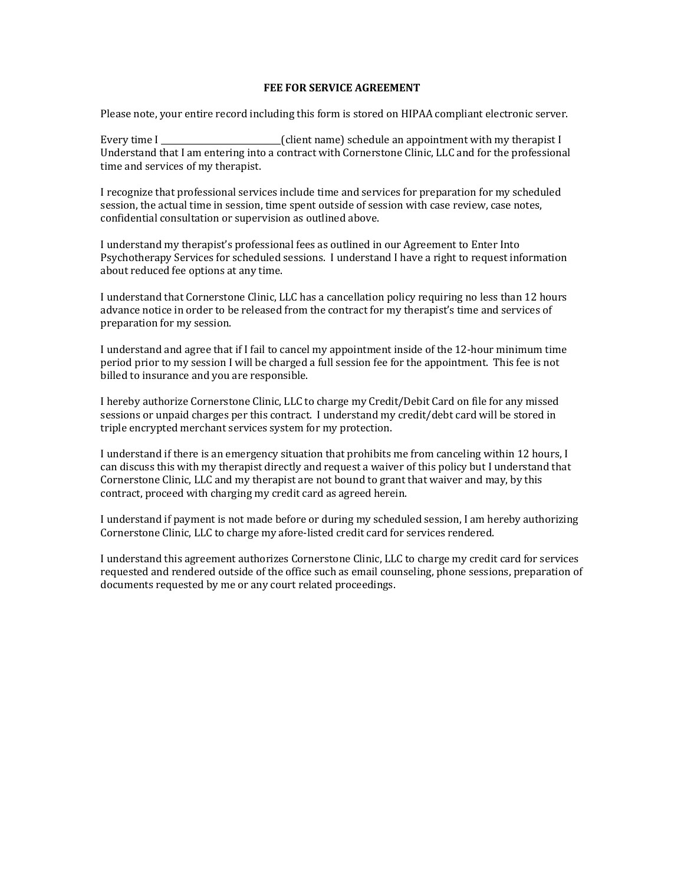# FEE FOR SERVICE AGREEMENT

Please note, your entire record including this form is stored on HIPAA compliant electronic server.

Every time I ____________________________(client name) schedule an appointment with my therapist I Understand that I am entering into a contract with Cornerstone Clinic, LLC and for the professional time and services of my therapist.

I recognize that professional services include time and services for preparation for my scheduled session, the actual time in session, time spent outside of session with case review, case notes, confidential consultation or supervision as outlined above.

I understand my therapist's professional fees as outlined in our Agreement to Enter Into Psychotherapy Services for scheduled sessions. I understand I have a right to request information about reduced fee options at any time.

I understand that Cornerstone Clinic, LLC has a cancellation policy requiring no less than 12 hours advance notice in order to be released from the contract for my therapist's time and services of preparation for my session.

I understand and agree that if I fail to cancel my appointment inside of the 12-hour minimum time period prior to my session I will be charged a full session fee for the appointment. This fee is not billed to insurance and you are responsible.

I hereby authorize Cornerstone Clinic, LLC to charge my Credit/Debit Card on file for any missed sessions or unpaid charges per this contract. I understand my credit/debt card will be stored in triple encrypted merchant services system for my protection.

I understand if there is an emergency situation that prohibits me from canceling within 12 hours, I can discuss this with my therapist directly and request a waiver of this policy but I understand that Cornerstone Clinic, LLC and my therapist are not bound to grant that waiver and may, by this contract, proceed with charging my credit card as agreed herein.

I understand if payment is not made before or during my scheduled session, I am hereby authorizing Cornerstone Clinic, LLC to charge my afore-listed credit card for services rendered.

I understand this agreement authorizes Cornerstone Clinic, LLC to charge my credit card for services requested and rendered outside of the office such as email counseling, phone sessions, preparation of documents requested by me or any court related proceedings.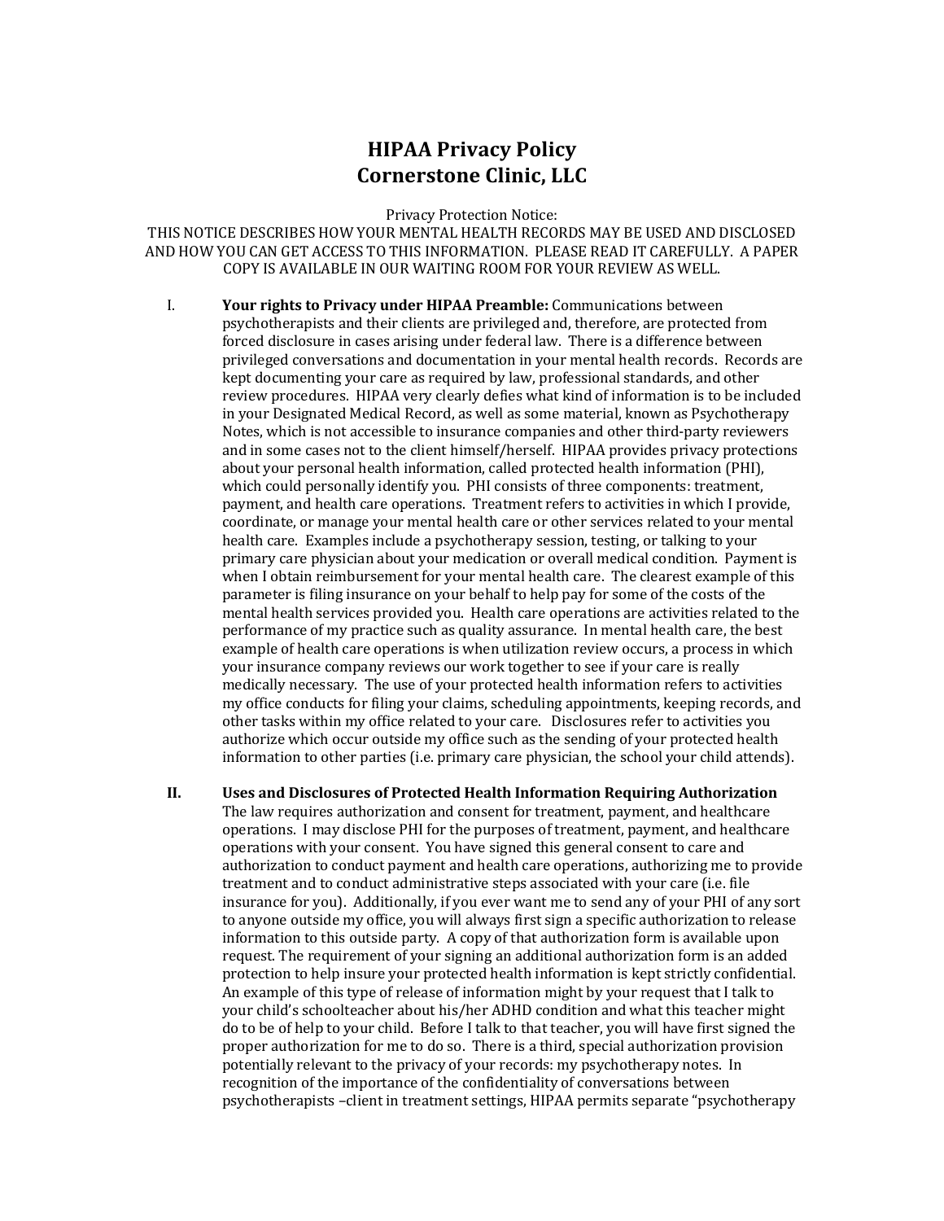# HIPAA Privacy Policy
# Cornerstone Clinic, LLC

Privacy Protection Notice:
THIS NOTICE DESCRIBES HOW YOUR MENTAL HEALTH RECORDS MAY BE USED AND DISCLOSED AND HOW YOU CAN GET ACCESS TO THIS INFORMATION. PLEASE READ IT CAREFULLY. A PAPER COPY IS AVAILABLE IN OUR WAITING ROOM FOR YOUR REVIEW AS WELL.

I. **Your rights to Privacy under HIPAA Preamble:** Communications between psychotherapists and their clients are privileged and, therefore, are protected from forced disclosure in cases arising under federal law. There is a difference between privileged conversations and documentation in your mental health records. Records are kept documenting your care as required by law, professional standards, and other review procedures. HIPAA very clearly defies what kind of information is to be included in your Designated Medical Record, as well as some material, known as Psychotherapy Notes, which is not accessible to insurance companies and other third-party reviewers and in some cases not to the client himself/herself. HIPAA provides privacy protections about your personal health information, called protected health information (PHI), which could personally identify you. PHI consists of three components: treatment, payment, and health care operations. Treatment refers to activities in which I provide, coordinate, or manage your mental health care or other services related to your mental health care. Examples include a psychotherapy session, testing, or talking to your primary care physician about your medication or overall medical condition. Payment is when I obtain reimbursement for your mental health care. The clearest example of this parameter is filing insurance on your behalf to help pay for some of the costs of the mental health services provided you. Health care operations are activities related to the performance of my practice such as quality assurance. In mental health care, the best example of health care operations is when utilization review occurs, a process in which your insurance company reviews our work together to see if your care is really medically necessary. The use of your protected health information refers to activities my office conducts for filing your claims, scheduling appointments, keeping records, and other tasks within my office related to your care. Disclosures refer to activities you authorize which occur outside my office such as the sending of your protected health information to other parties (i.e. primary care physician, the school your child attends).

**II. Uses and Disclosures of Protected Health Information Requiring Authorization**
The law requires authorization and consent for treatment, payment, and healthcare operations. I may disclose PHI for the purposes of treatment, payment, and healthcare operations with your consent. You have signed this general consent to care and authorization to conduct payment and health care operations, authorizing me to provide treatment and to conduct administrative steps associated with your care (i.e. file insurance for you). Additionally, if you ever want me to send any of your PHI of any sort to anyone outside my office, you will always first sign a specific authorization to release information to this outside party. A copy of that authorization form is available upon request. The requirement of your signing an additional authorization form is an added protection to help insure your protected health information is kept strictly confidential. An example of this type of release of information might by your request that I talk to your child's schoolteacher about his/her ADHD condition and what this teacher might do to be of help to your child. Before I talk to that teacher, you will have first signed the proper authorization for me to do so. There is a third, special authorization provision potentially relevant to the privacy of your records: my psychotherapy notes. In recognition of the importance of the confidentiality of conversations between psychotherapists –client in treatment settings, HIPAA permits separate "psychotherapy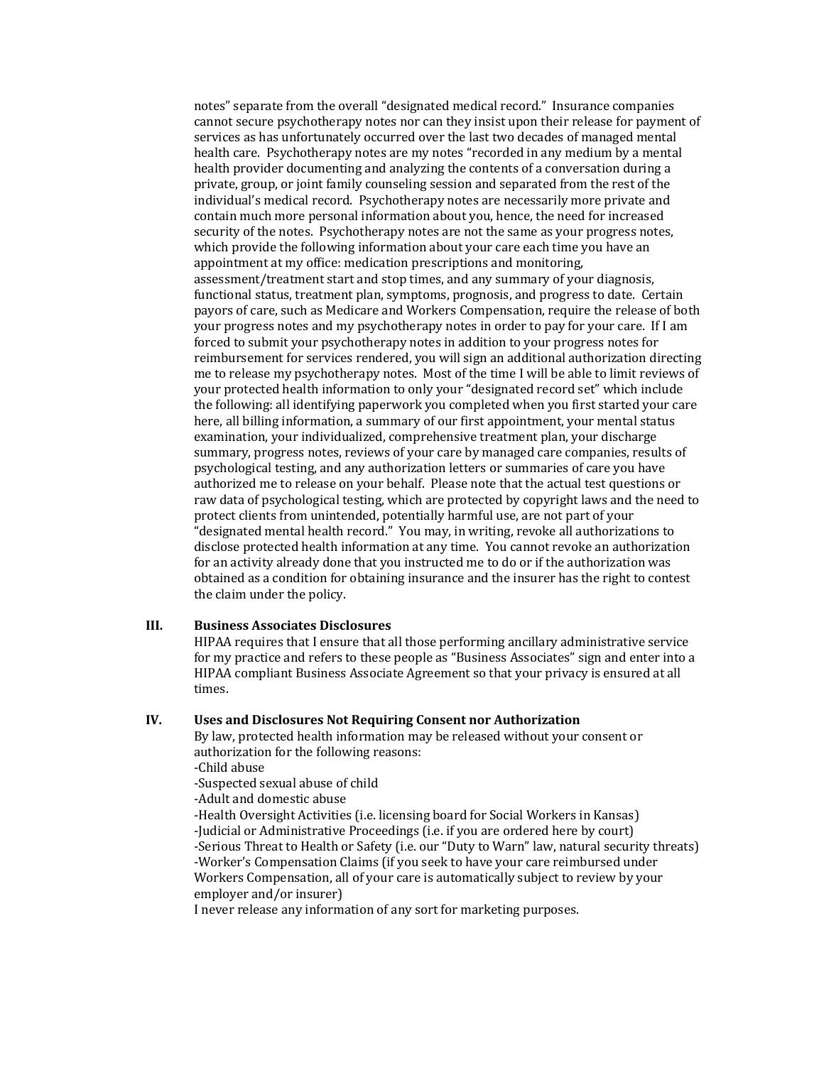notes" separate from the overall "designated medical record." Insurance companies cannot secure psychotherapy notes nor can they insist upon their release for payment of services as has unfortunately occurred over the last two decades of managed mental health care. Psychotherapy notes are my notes "recorded in any medium by a mental health provider documenting and analyzing the contents of a conversation during a private, group, or joint family counseling session and separated from the rest of the individual's medical record. Psychotherapy notes are necessarily more private and contain much more personal information about you, hence, the need for increased security of the notes. Psychotherapy notes are not the same as your progress notes, which provide the following information about your care each time you have an appointment at my office: medication prescriptions and monitoring, assessment/treatment start and stop times, and any summary of your diagnosis, functional status, treatment plan, symptoms, prognosis, and progress to date. Certain payors of care, such as Medicare and Workers Compensation, require the release of both your progress notes and my psychotherapy notes in order to pay for your care. If I am forced to submit your psychotherapy notes in addition to your progress notes for reimbursement for services rendered, you will sign an additional authorization directing me to release my psychotherapy notes. Most of the time I will be able to limit reviews of your protected health information to only your "designated record set" which include the following: all identifying paperwork you completed when you first started your care here, all billing information, a summary of our first appointment, your mental status examination, your individualized, comprehensive treatment plan, your discharge summary, progress notes, reviews of your care by managed care companies, results of psychological testing, and any authorization letters or summaries of care you have authorized me to release on your behalf. Please note that the actual test questions or raw data of psychological testing, which are protected by copyright laws and the need to protect clients from unintended, potentially harmful use, are not part of your "designated mental health record." You may, in writing, revoke all authorizations to disclose protected health information at any time. You cannot revoke an authorization for an activity already done that you instructed me to do or if the authorization was obtained as a condition for obtaining insurance and the insurer has the right to contest the claim under the policy.

## III. Business Associates Disclosures

HIPAA requires that I ensure that all those performing ancillary administrative service for my practice and refers to these people as "Business Associates" sign and enter into a HIPAA compliant Business Associate Agreement so that your privacy is ensured at all times.

## IV. Uses and Disclosures Not Requiring Consent nor Authorization

By law, protected health information may be released without your consent or authorization for the following reasons:

-Child abuse
-Suspected sexual abuse of child
-Adult and domestic abuse
-Health Oversight Activities (i.e. licensing board for Social Workers in Kansas)
-Judicial or Administrative Proceedings (i.e. if you are ordered here by court)
-Serious Threat to Health or Safety (i.e. our "Duty to Warn" law, natural security threats)
-Worker's Compensation Claims (if you seek to have your care reimbursed under Workers Compensation, all of your care is automatically subject to review by your employer and/or insurer)

I never release any information of any sort for marketing purposes.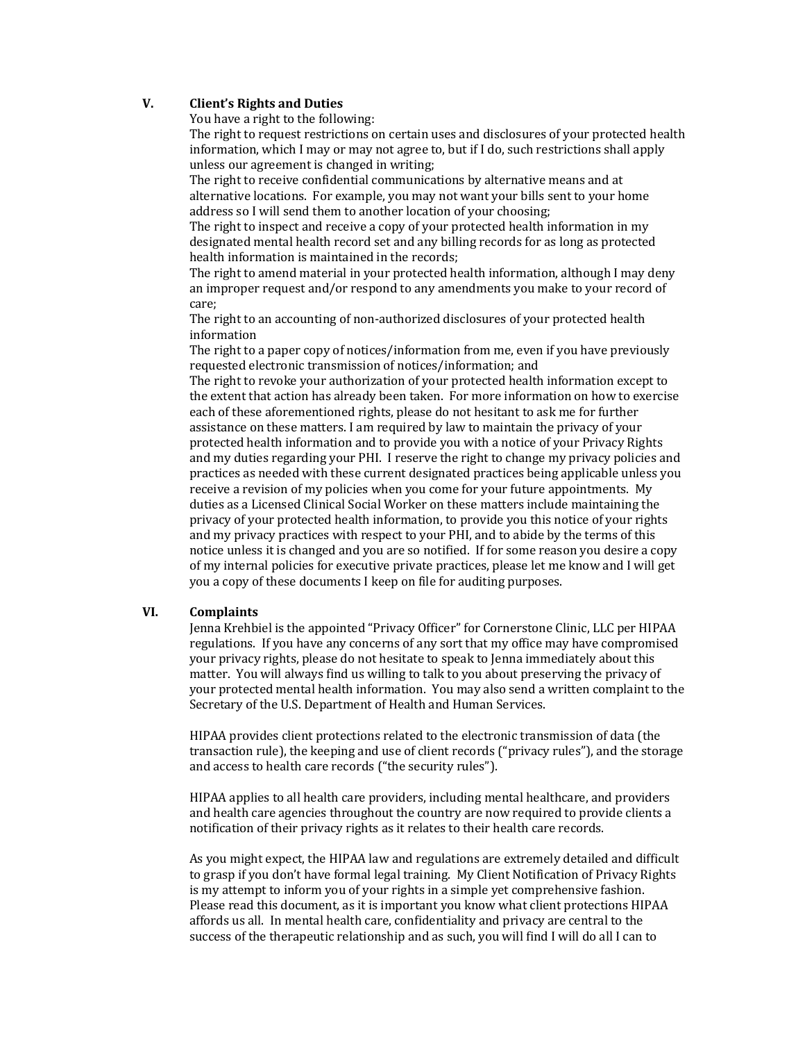## V. Client's Rights and Duties

You have a right to the following:

The right to request restrictions on certain uses and disclosures of your protected health information, which I may or may not agree to, but if I do, such restrictions shall apply unless our agreement is changed in writing;

The right to receive confidential communications by alternative means and at alternative locations. For example, you may not want your bills sent to your home address so I will send them to another location of your choosing;

The right to inspect and receive a copy of your protected health information in my designated mental health record set and any billing records for as long as protected health information is maintained in the records;

The right to amend material in your protected health information, although I may deny an improper request and/or respond to any amendments you make to your record of care;

The right to an accounting of non-authorized disclosures of your protected health information

The right to a paper copy of notices/information from me, even if you have previously requested electronic transmission of notices/information; and

The right to revoke your authorization of your protected health information except to the extent that action has already been taken. For more information on how to exercise each of these aforementioned rights, please do not hesitant to ask me for further assistance on these matters. I am required by law to maintain the privacy of your protected health information and to provide you with a notice of your Privacy Rights and my duties regarding your PHI. I reserve the right to change my privacy policies and practices as needed with these current designated practices being applicable unless you receive a revision of my policies when you come for your future appointments. My duties as a Licensed Clinical Social Worker on these matters include maintaining the privacy of your protected health information, to provide you this notice of your rights and my privacy practices with respect to your PHI, and to abide by the terms of this notice unless it is changed and you are so notified. If for some reason you desire a copy of my internal policies for executive private practices, please let me know and I will get you a copy of these documents I keep on file for auditing purposes.

## VI. Complaints

Jenna Krehbiel is the appointed "Privacy Officer" for Cornerstone Clinic, LLC per HIPAA regulations. If you have any concerns of any sort that my office may have compromised your privacy rights, please do not hesitate to speak to Jenna immediately about this matter. You will always find us willing to talk to you about preserving the privacy of your protected mental health information. You may also send a written complaint to the Secretary of the U.S. Department of Health and Human Services.

HIPAA provides client protections related to the electronic transmission of data (the transaction rule), the keeping and use of client records ("privacy rules"), and the storage and access to health care records ("the security rules").

HIPAA applies to all health care providers, including mental healthcare, and providers and health care agencies throughout the country are now required to provide clients a notification of their privacy rights as it relates to their health care records.

As you might expect, the HIPAA law and regulations are extremely detailed and difficult to grasp if you don't have formal legal training. My Client Notification of Privacy Rights is my attempt to inform you of your rights in a simple yet comprehensive fashion. Please read this document, as it is important you know what client protections HIPAA affords us all. In mental health care, confidentiality and privacy are central to the success of the therapeutic relationship and as such, you will find I will do all I can to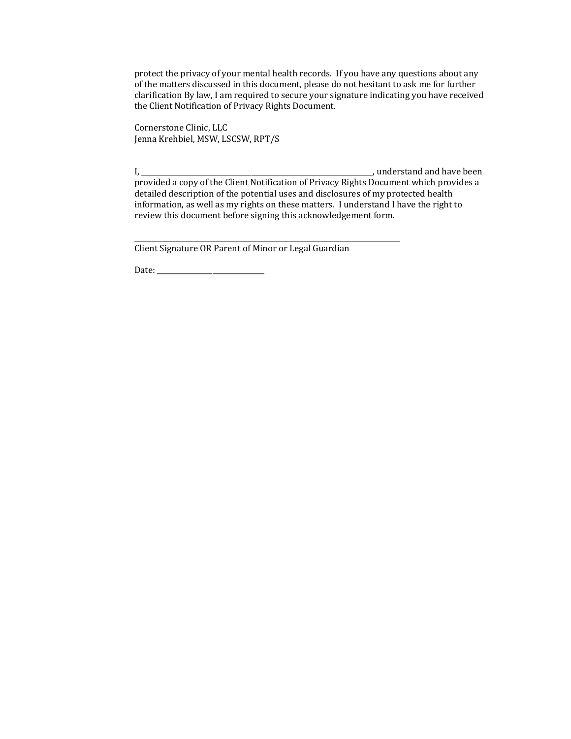protect the privacy of your mental health records. If you have any questions about any of the matters discussed in this document, please do not hesitant to ask me for further clarification By law, I am required to secure your signature indicating you have received the Client Notification of Privacy Rights Document.

Cornerstone Clinic, LLC
Jenna Krehbiel, MSW, LSCSW, RPT/S

I, ______________________________________________________________, understand and have been provided a copy of the Client Notification of Privacy Rights Document which provides a detailed description of the potential uses and disclosures of my protected health information, as well as my rights on these matters. I understand I have the right to review this document before signing this acknowledgement form.

______________________________________________________________________
Client Signature OR Parent of Minor or Legal Guardian

Date: ____________________________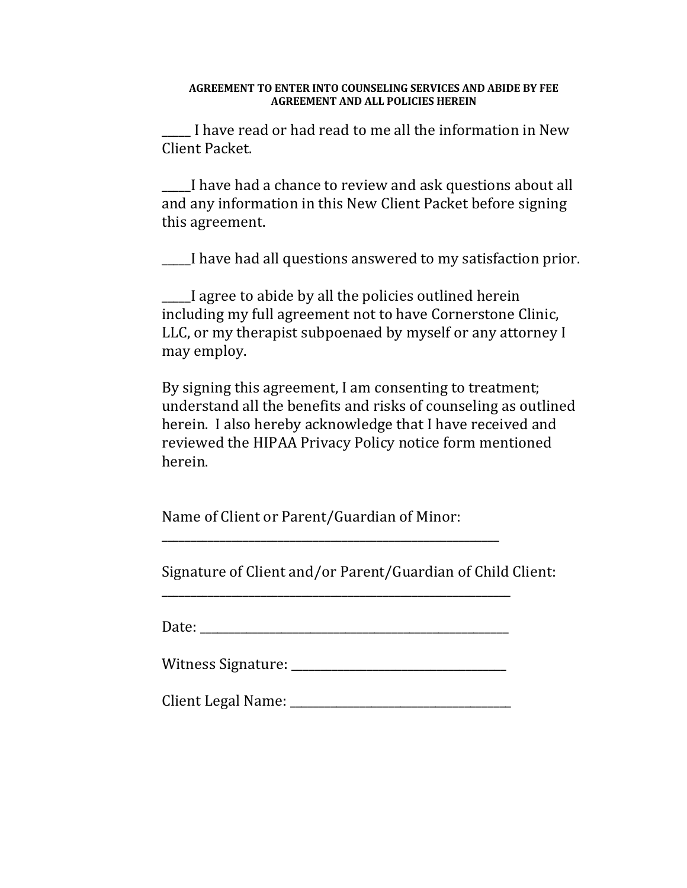**AGREEMENT TO ENTER INTO COUNSELING SERVICES AND ABIDE BY FEE AGREEMENT AND ALL POLICIES HEREIN**

_____ I have read or had read to me all the information in New Client Packet.

_____I have had a chance to review and ask questions about all and any information in this New Client Packet before signing this agreement.

_____I have had all questions answered to my satisfaction prior.

_____I agree to abide by all the policies outlined herein including my full agreement not to have Cornerstone Clinic, LLC, or my therapist subpoenaed by myself or any attorney I may employ.

By signing this agreement, I am consenting to treatment; understand all the benefits and risks of counseling as outlined herein. I also hereby acknowledge that I have received and reviewed the HIPAA Privacy Policy notice form mentioned herein.

Name of Client or Parent/Guardian of Minor:
_______________________________________________________

Signature of Client and/or Parent/Guardian of Child Client:
_______________________________________________________

Date: _______________________________________________

Witness Signature: ________________________________

Client Legal Name: _________________________________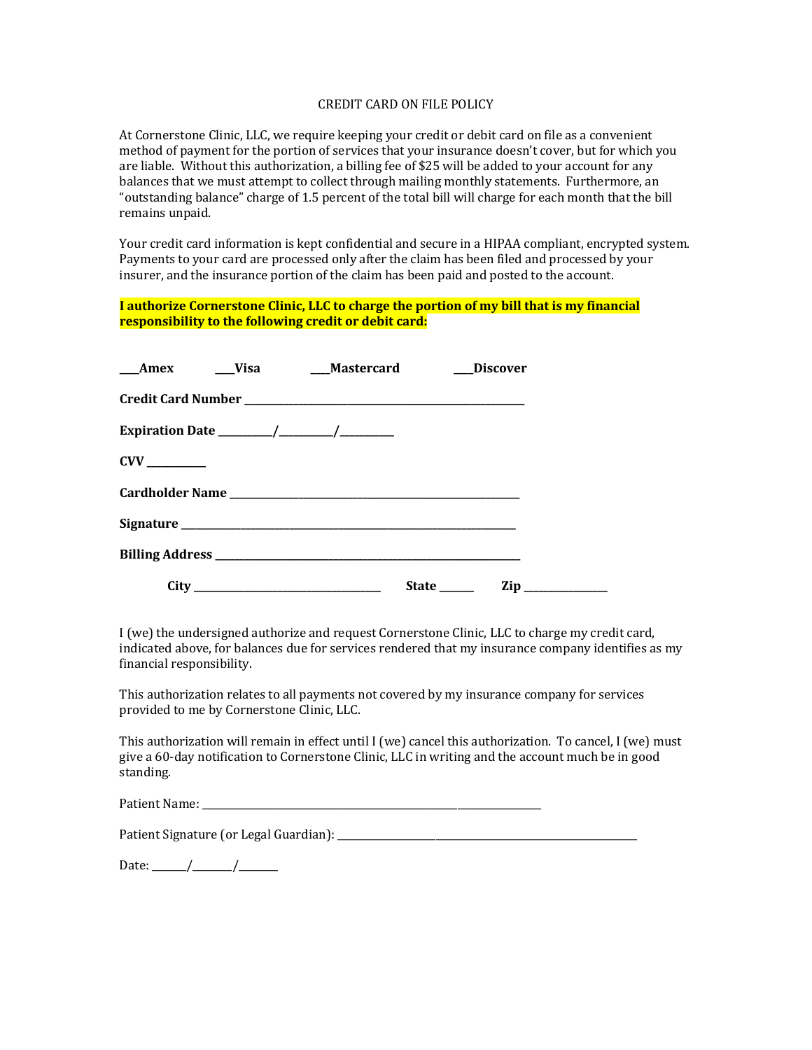CREDIT CARD ON FILE POLICY

At Cornerstone Clinic, LLC, we require keeping your credit or debit card on file as a convenient method of payment for the portion of services that your insurance doesn't cover, but for which you are liable. Without this authorization, a billing fee of $25 will be added to your account for any balances that we must attempt to collect through mailing monthly statements. Furthermore, an "outstanding balance" charge of 1.5 percent of the total bill will charge for each month that the bill remains unpaid.

Your credit card information is kept confidential and secure in a HIPAA compliant, encrypted system. Payments to your card are processed only after the claim has been filed and processed by your insurer, and the insurance portion of the claim has been paid and posted to the account.

**I authorize Cornerstone Clinic, LLC to charge the portion of my bill that is my financial responsibility to the following credit or debit card:**

**\_\_\_Amex  \_\_\_Visa  \_\_\_Mastercard  \_\_\_Discover**

**Credit Card Number** \_\_\_\_\_\_\_\_\_\_\_\_\_\_\_\_\_\_\_\_\_\_\_\_\_\_\_\_\_\_\_\_\_\_\_\_\_\_\_\_

**Expiration Date** \_\_\_\_\_\_\_\_/\_\_\_\_\_\_\_\_/\_\_\_\_\_\_\_\_

**CVV** \_\_\_\_\_\_\_\_

**Cardholder Name** \_\_\_\_\_\_\_\_\_\_\_\_\_\_\_\_\_\_\_\_\_\_\_\_\_\_\_\_\_\_\_\_\_\_\_\_\_\_\_\_

**Signature** \_\_\_\_\_\_\_\_\_\_\_\_\_\_\_\_\_\_\_\_\_\_\_\_\_\_\_\_\_\_\_\_\_\_\_\_\_\_\_\_\_\_\_\_

**Billing Address** \_\_\_\_\_\_\_\_\_\_\_\_\_\_\_\_\_\_\_\_\_\_\_\_\_\_\_\_\_\_\_\_\_\_\_\_\_\_\_\_

**City** \_\_\_\_\_\_\_\_\_\_\_\_\_\_\_\_\_\_\_\_\_\_\_\_\_\_ **State** \_\_\_\_\_ **Zip** \_\_\_\_\_\_\_\_\_\_

I (we) the undersigned authorize and request Cornerstone Clinic, LLC to charge my credit card, indicated above, for balances due for services rendered that my insurance company identifies as my financial responsibility.

This authorization relates to all payments not covered by my insurance company for services provided to me by Cornerstone Clinic, LLC.

This authorization will remain in effect until I (we) cancel this authorization. To cancel, I (we) must give a 60-day notification to Cornerstone Clinic, LLC in writing and the account much be in good standing.

Patient Name: \_\_\_\_\_\_\_\_\_\_\_\_\_\_\_\_\_\_\_\_\_\_\_\_\_\_\_\_\_\_\_\_\_\_\_\_\_\_\_\_\_\_\_\_

Patient Signature (or Legal Guardian): \_\_\_\_\_\_\_\_\_\_\_\_\_\_\_\_\_\_\_\_\_\_\_\_\_\_\_\_\_\_\_\_\_\_\_\_\_\_\_\_

Date: \_\_\_\_\_\_/\_\_\_\_\_\_/\_\_\_\_\_\_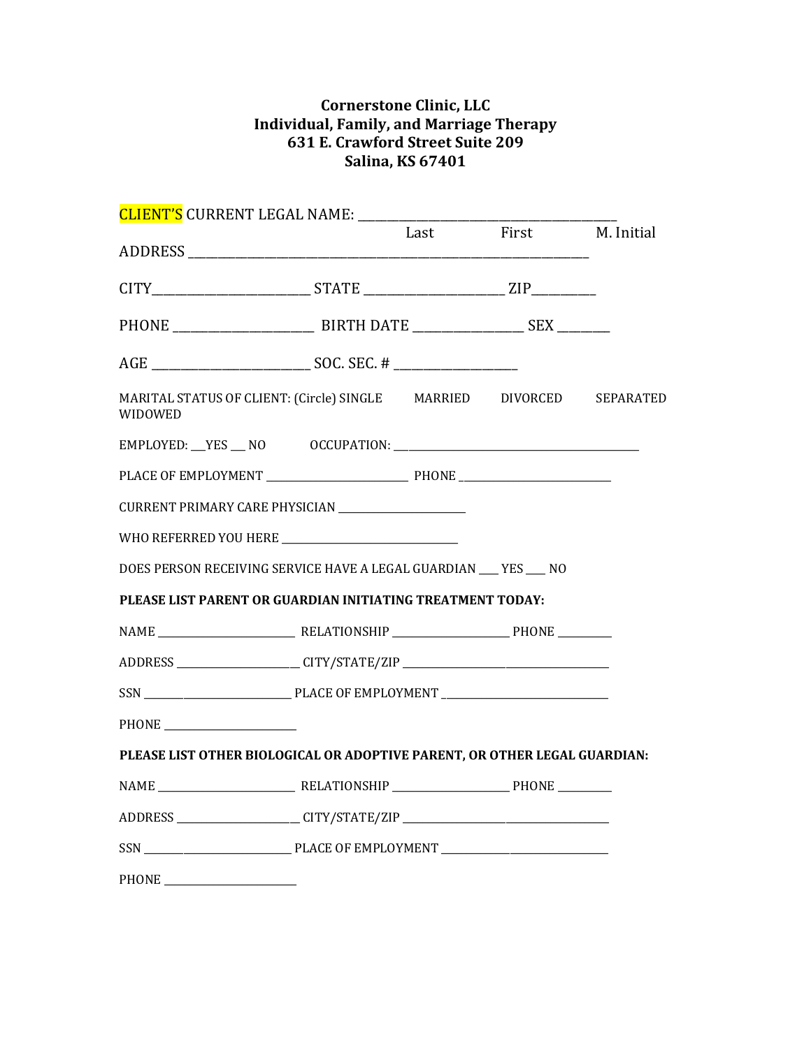**Cornerstone Clinic, LLC**
**Individual, Family, and Marriage Therapy**
**631 E. Crawford Street Suite 209**
**Salina, KS 67401**

CLIENT'S CURRENT LEGAL NAME: ____________________________________________
Last First M. Initial

ADDRESS ______________________________________________________________

CITY__________________________ STATE _______________________ ZIP__________

PHONE ________________________ BIRTH DATE ___________________ SEX _________

AGE ___________________________ SOC. SEC. # _____________________

MARITAL STATUS OF CLIENT: (Circle) SINGLE MARRIED DIVORCED SEPARATED WIDOWED

EMPLOYED: ___YES ___ NO OCCUPATION: ____________________________________________

PLACE OF EMPLOYMENT ___________________________ PHONE ____________________________

CURRENT PRIMARY CARE PHYSICIAN _________________________

WHO REFERRED YOU HERE __________________________________

DOES PERSON RECEIVING SERVICE HAVE A LEGAL GUARDIAN ____ YES ____ NO

**PLEASE LIST PARENT OR GUARDIAN INITIATING TREATMENT TODAY:**

NAME __________________________ RELATIONSHIP ______________________ PHONE __________

ADDRESS _______________________ CITY/STATE/ZIP _______________________________________

SSN ____________________________ PLACE OF EMPLOYMENT _________________________________

PHONE _________________________

**PLEASE LIST OTHER BIOLOGICAL OR ADOPTIVE PARENT, OR OTHER LEGAL GUARDIAN:**

NAME __________________________ RELATIONSHIP ______________________ PHONE __________

ADDRESS _______________________ CITY/STATE/ZIP _______________________________________

SSN ____________________________ PLACE OF EMPLOYMENT _________________________________

PHONE _________________________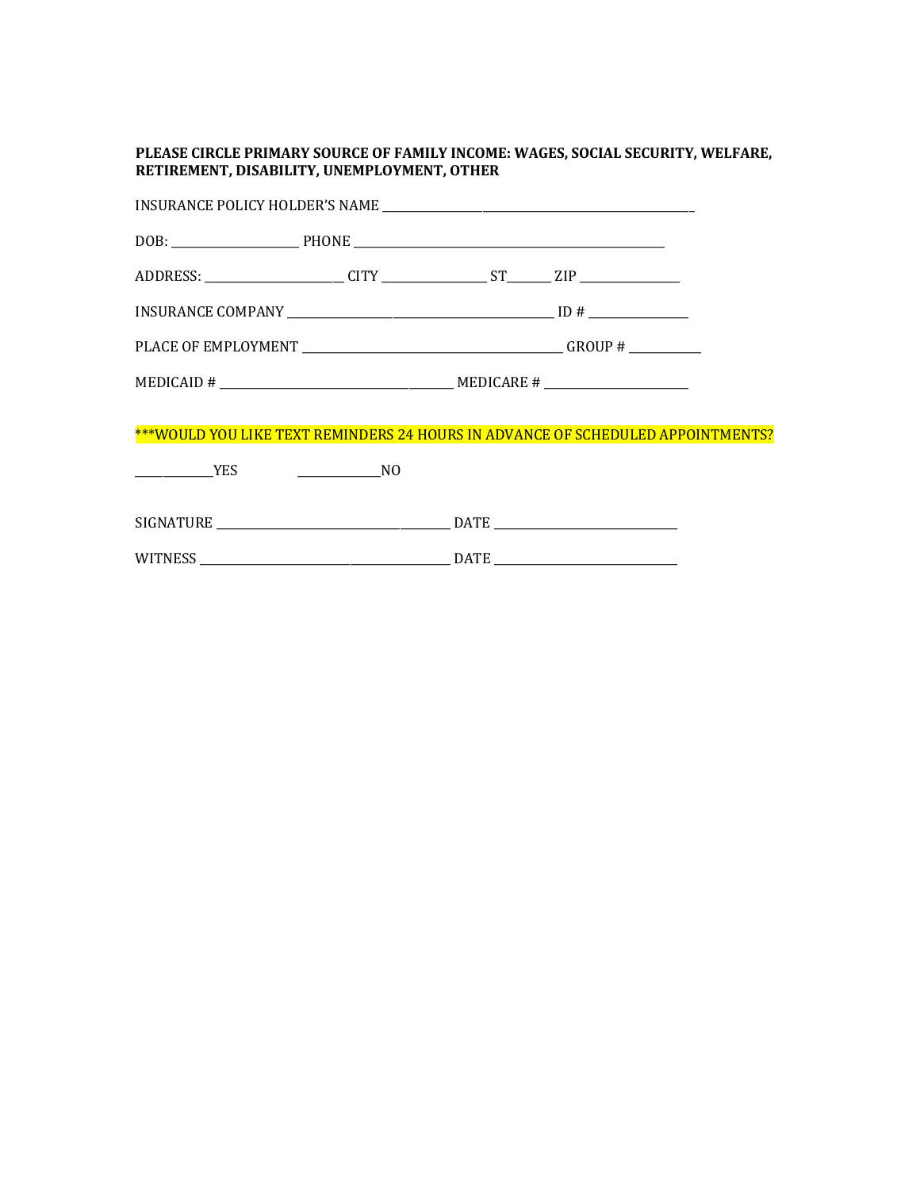**PLEASE CIRCLE PRIMARY SOURCE OF FAMILY INCOME: WAGES, SOCIAL SECURITY, WELFARE, RETIREMENT, DISABILITY, UNEMPLOYMENT, OTHER**

INSURANCE POLICY HOLDER'S NAME ______________________________________________

DOB: ____________________ PHONE ________________________________________________

ADDRESS: ______________________ CITY ________________ ST_______ ZIP _______________

INSURANCE COMPANY ________________________________________ ID # _______________

PLACE OF EMPLOYMENT ________________________________________ GROUP # ___________

MEDICAID # ____________________________________ MEDICARE # ______________________

***WOULD YOU LIKE TEXT REMINDERS 24 HOURS IN ADVANCE OF SCHEDULED APPOINTMENTS?

____________YES ______________NO

SIGNATURE ______________________________________ DATE ____________________________

WITNESS ________________________________________ DATE ____________________________